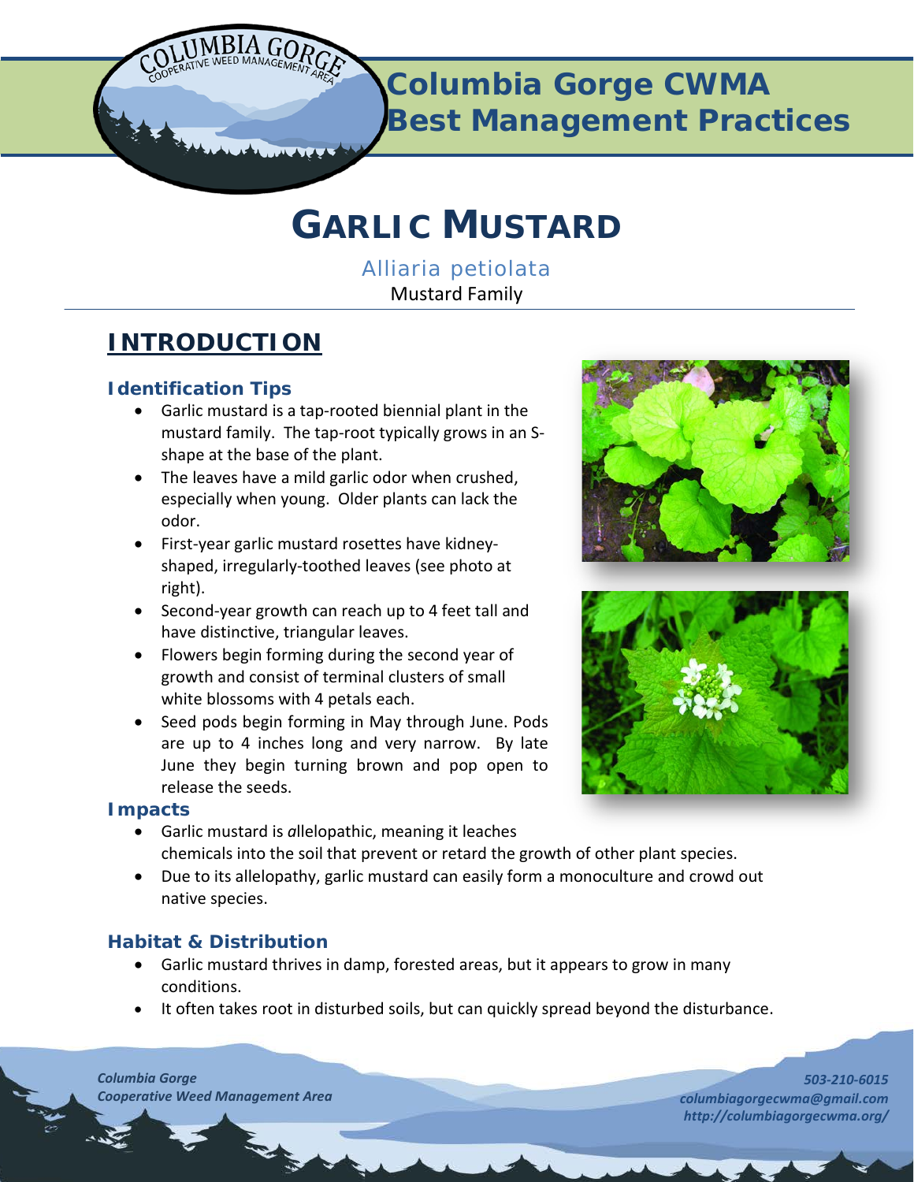# Columbia Gorge CWMA Best Management Practices

# GARLIC MUSTARD

*Alliaria petiolata*

Mustard Family

## INTRODUCTION

### Identification Tips

- Garlic mustard is a tap-rooted biennial plant in the mustard family. The tap-root typically grows in an S-shape at the base of the plant.
- The leaves have a mild garlic odor when crushed, especially when young. Older plants can lack the odor.
- First-year garlic mustard rosettes have kidney-shaped, irregularly-toothed leaves (see photo at right).
- Second-year growth can reach up to 4 feet tall and have distinctive, triangular leaves.
- Flowers begin forming during the second year of growth and consist of terminal clusters of small white blossoms with 4 petals each.
- Seed pods begin forming in May through June. Pods are up to 4 inches long and very narrow. By late June they begin turning brown and pop open to release the seeds.

### Impacts

- Garlic mustard is *a*llelopathic, meaning it leaches chemicals into the soil that prevent or retard the growth of other plant species.
- Due to its allelopathy, garlic mustard can easily form a monoculture and crowd out native species.

### Habitat & Distribution

- Garlic mustard thrives in damp, forested areas, but it appears to grow in many conditions.
- It often takes root in disturbed soils, but can quickly spread beyond the disturbance.

*Columbia Gorge Cooperative Weed Management Area*

*503-210-6015*
*columbiagorgecwma@gmail.com*
*http://columbiagorgecwma.org/*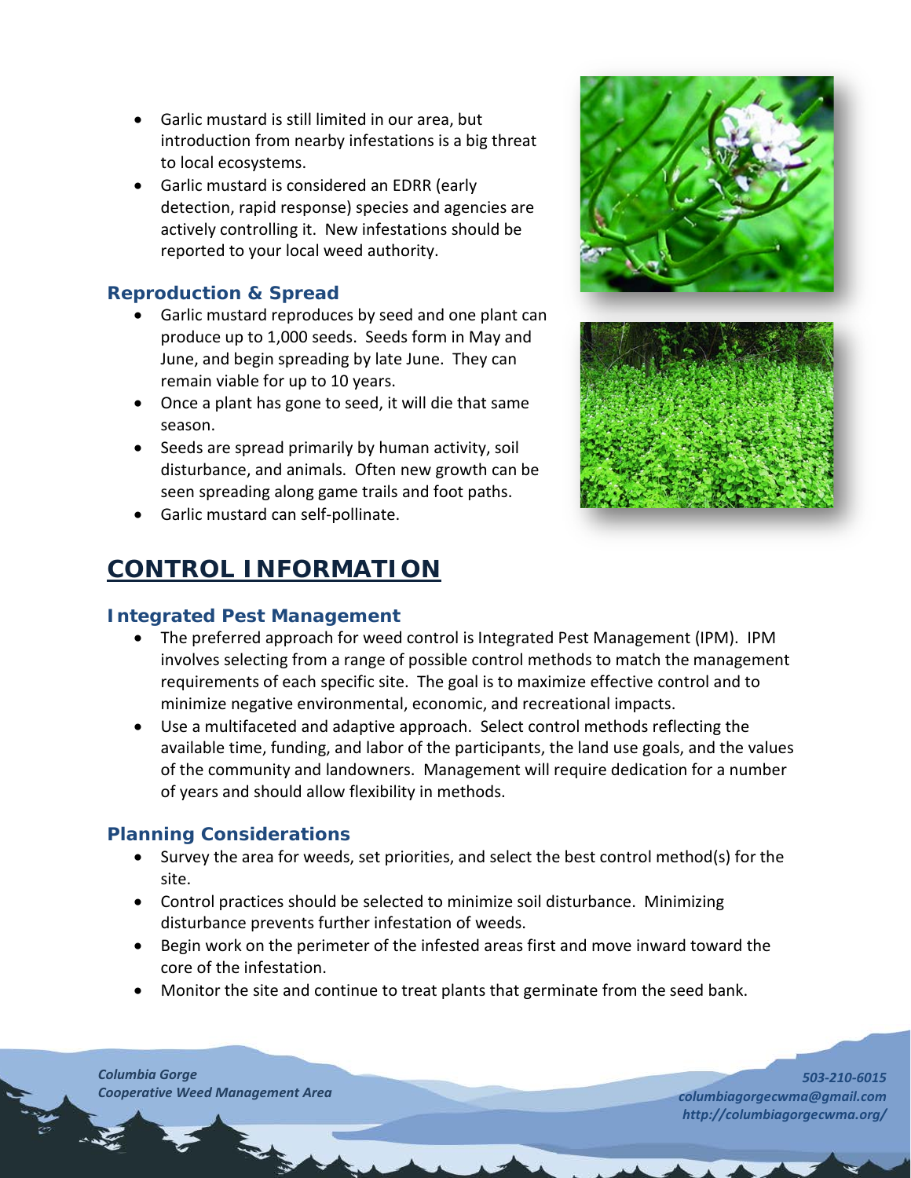- Garlic mustard is still limited in our area, but introduction from nearby infestations is a big threat to local ecosystems.
- Garlic mustard is considered an EDRR (early detection, rapid response) species and agencies are actively controlling it. New infestations should be reported to your local weed authority.

### Reproduction & Spread

- Garlic mustard reproduces by seed and one plant can produce up to 1,000 seeds. Seeds form in May and June, and begin spreading by late June. They can remain viable for up to 10 years.
- Once a plant has gone to seed, it will die that same season.
- Seeds are spread primarily by human activity, soil disturbance, and animals. Often new growth can be seen spreading along game trails and foot paths.
- Garlic mustard can self-pollinate.

## CONTROL INFORMATION

### Integrated Pest Management

- The preferred approach for weed control is Integrated Pest Management (IPM). IPM involves selecting from a range of possible control methods to match the management requirements of each specific site. The goal is to maximize effective control and to minimize negative environmental, economic, and recreational impacts.
- Use a multifaceted and adaptive approach. Select control methods reflecting the available time, funding, and labor of the participants, the land use goals, and the values of the community and landowners. Management will require dedication for a number of years and should allow flexibility in methods.

### Planning Considerations

- Survey the area for weeds, set priorities, and select the best control method(s) for the site.
- Control practices should be selected to minimize soil disturbance. Minimizing disturbance prevents further infestation of weeds.
- Begin work on the perimeter of the infested areas first and move inward toward the core of the infestation.
- Monitor the site and continue to treat plants that germinate from the seed bank.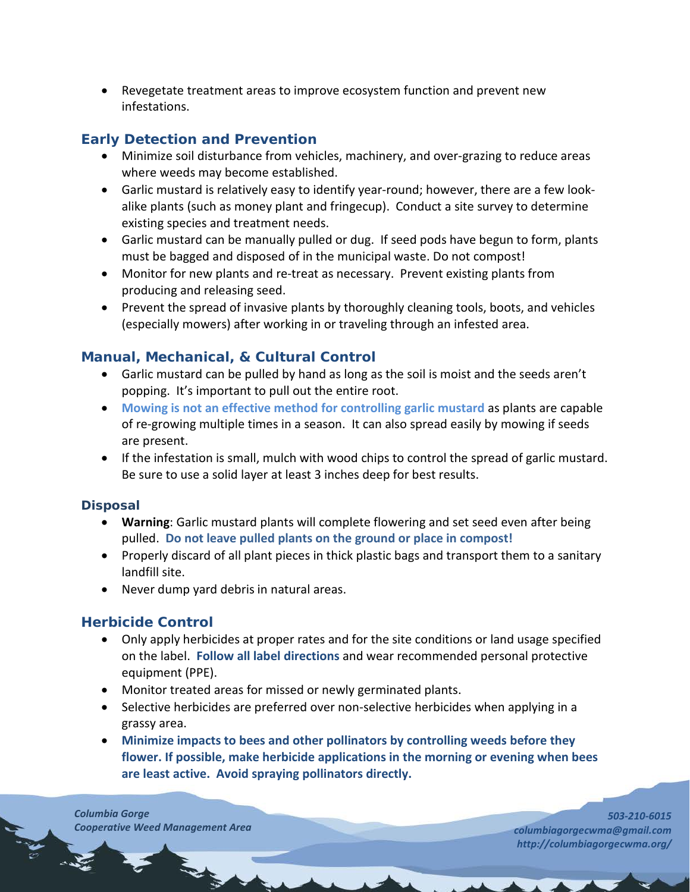- Revegetate treatment areas to improve ecosystem function and prevent new infestations.

## Early Detection and Prevention

- Minimize soil disturbance from vehicles, machinery, and over-grazing to reduce areas where weeds may become established.
- Garlic mustard is relatively easy to identify year-round; however, there are a few look-alike plants (such as money plant and fringecup). Conduct a site survey to determine existing species and treatment needs.
- Garlic mustard can be manually pulled or dug. If seed pods have begun to form, plants must be bagged and disposed of in the municipal waste. Do not compost!
- Monitor for new plants and re-treat as necessary. Prevent existing plants from producing and releasing seed.
- Prevent the spread of invasive plants by thoroughly cleaning tools, boots, and vehicles (especially mowers) after working in or traveling through an infested area.

## Manual, Mechanical, & Cultural Control

- Garlic mustard can be pulled by hand as long as the soil is moist and the seeds aren't popping. It's important to pull out the entire root.
- **Mowing is not an effective method for controlling garlic mustard** as plants are capable of re-growing multiple times in a season. It can also spread easily by mowing if seeds are present.
- If the infestation is small, mulch with wood chips to control the spread of garlic mustard. Be sure to use a solid layer at least 3 inches deep for best results.

### Disposal

- **Warning**: Garlic mustard plants will complete flowering and set seed even after being pulled. **Do not leave pulled plants on the ground or place in compost!**
- Properly discard of all plant pieces in thick plastic bags and transport them to a sanitary landfill site.
- Never dump yard debris in natural areas.

## Herbicide Control

- Only apply herbicides at proper rates and for the site conditions or land usage specified on the label. **Follow all label directions** and wear recommended personal protective equipment (PPE).
- Monitor treated areas for missed or newly germinated plants.
- Selective herbicides are preferred over non-selective herbicides when applying in a grassy area.
- **Minimize impacts to bees and other pollinators by controlling weeds before they flower. If possible, make herbicide applications in the morning or evening when bees are least active. Avoid spraying pollinators directly.**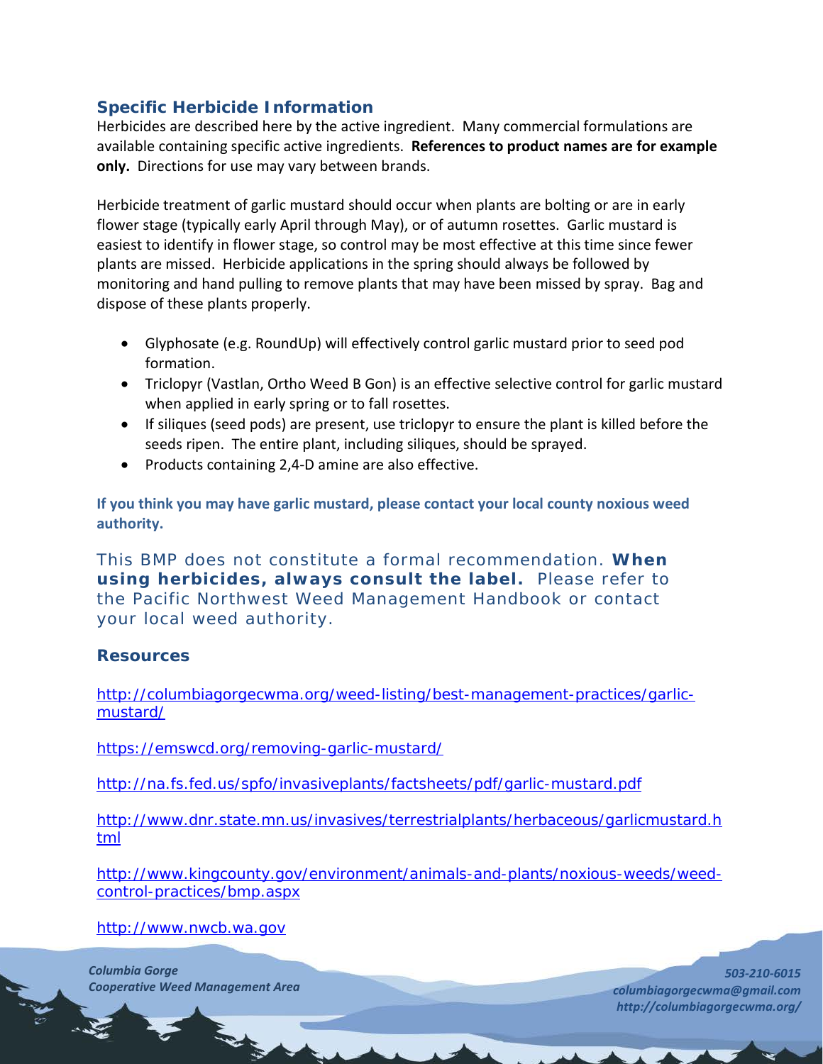## Specific Herbicide Information

Herbicides are described here by the active ingredient. Many commercial formulations are available containing specific active ingredients. **References to product names are for example only.** Directions for use may vary between brands.

Herbicide treatment of garlic mustard should occur when plants are bolting or are in early flower stage (typically early April through May), or of autumn rosettes. Garlic mustard is easiest to identify in flower stage, so control may be most effective at this time since fewer plants are missed. Herbicide applications in the spring should always be followed by monitoring and hand pulling to remove plants that may have been missed by spray. Bag and dispose of these plants properly.

- Glyphosate (e.g. RoundUp) will effectively control garlic mustard prior to seed pod formation.
- Triclopyr (Vastlan, Ortho Weed B Gon) is an effective selective control for garlic mustard when applied in early spring or to fall rosettes.
- If siliques (seed pods) are present, use triclopyr to ensure the plant is killed before the seeds ripen. The entire plant, including siliques, should be sprayed.
- Products containing 2,4-D amine are also effective.

**If you think you may have garlic mustard, please contact your local county noxious weed authority.**

This BMP does not constitute a formal recommendation. **When using herbicides, always consult the label.** Please refer to the Pacific Northwest Weed Management Handbook or contact your local weed authority.

## Resources

http://columbiagorgecwma.org/weed-listing/best-management-practices/garlic-mustard/

https://emswcd.org/removing-garlic-mustard/

http://na.fs.fed.us/spfo/invasiveplants/factsheets/pdf/garlic-mustard.pdf

http://www.dnr.state.mn.us/invasives/terrestrialplants/herbaceous/garlicmustard.html

http://www.kingcounty.gov/environment/animals-and-plants/noxious-weeds/weed-control-practices/bmp.aspx

http://www.nwcb.wa.gov

*Columbia Gorge Cooperative Weed Management Area*

*503-210-6015*
*columbiagorgecwma@gmail.com*
*http://columbiagorgecwma.org/*